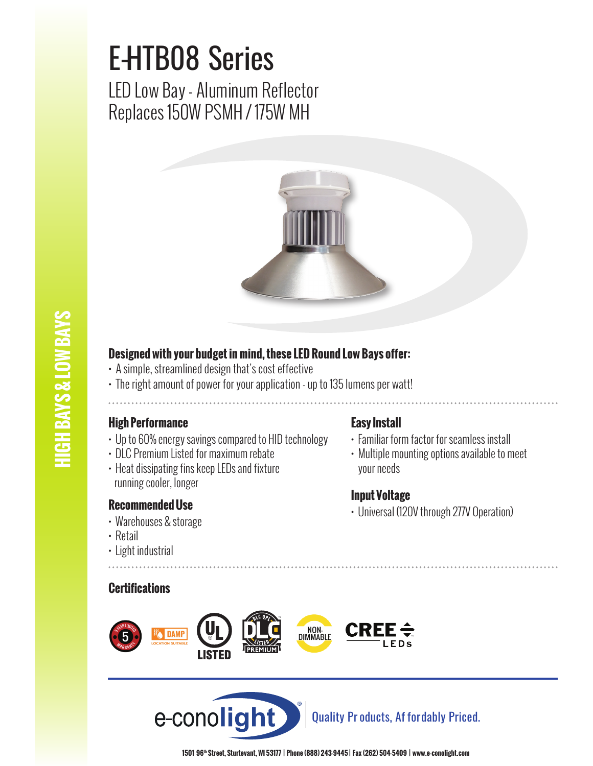# E-HTB08 Series

## LED Low Bay - Aluminum Reflector
## Replaces 150W PSMH / 175W MH

HIGH BAYS & LOW BAYS

**Designed with your budget in mind, these LED Round Low Bays offer:**

- A simple, streamlined design that's cost effective
- The right amount of power for your application - up to 135 lumens per watt!

### High Performance

- Up to 60% energy savings compared to HID technology
- DLC Premium Listed for maximum rebate
- Heat dissipating fins keep LEDs and fixture running cooler, longer

### Recommended Use

- Warehouses & storage
- Retail
- Light industrial

### Easy Install

- Familiar form factor for seamless install
- Multiple mounting options available to meet your needs

### Input Voltage

- Universal (120V through 277V Operation)

### Certifications

5 YEAR LIMITED WARRANTY | DAMP LOCATION SUITABLE | UL LISTED | DLC QPL LISTED PREMIUM | NON-DIMMABLE | CREE LEDs

e-conolight® Quality Products, Affordably Priced.

1501 96th Street, Sturtevant, WI 53177 | Phone (888) 243-9445 | Fax (262) 504-5409 | www.e-conolight.com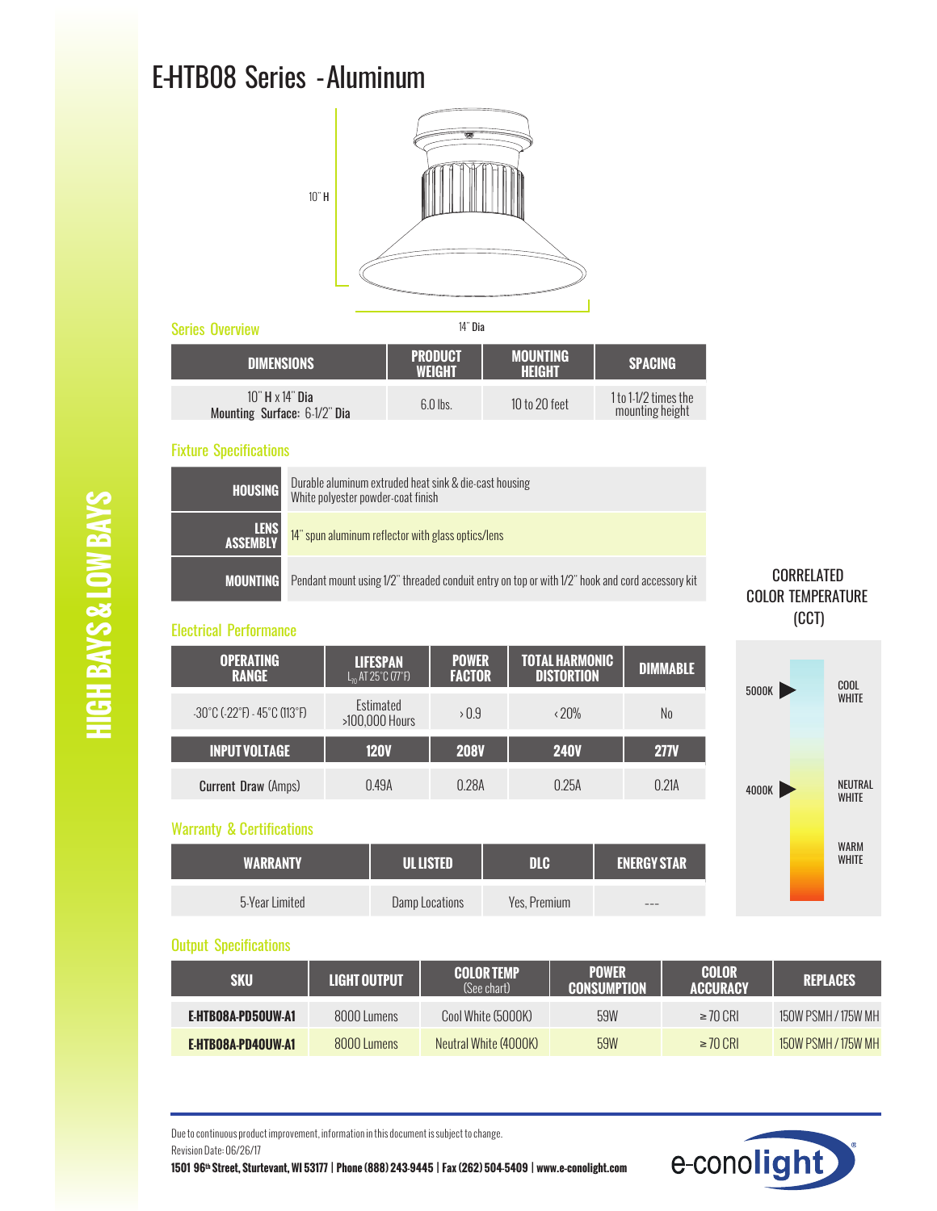# E-HTB08 Series - Aluminum

10" H

14" Dia

## Series Overview

| DIMENSIONS | PRODUCT WEIGHT | MOUNTING HEIGHT | SPACING |
|---|---|---|---|
| 10" H x 14" Dia<br>Mounting Surface: 6-1/2" Dia | 6.0 lbs. | 10 to 20 feet | 1 to 1-1/2 times the mounting height |

## Fixture Specifications

| | |
|---|---|
| **HOUSING** | Durable aluminum extruded heat sink & die-cast housing<br>White polyester powder-coat finish |
| **LENS ASSEMBLY** | 14" spun aluminum reflector with glass optics/lens |
| **MOUNTING** | Pendant mount using 1/2" threaded conduit entry on top or with 1/2" hook and cord accessory kit |

## Electrical Performance

| OPERATING RANGE | LIFESPAN ($L_{70}$ AT 25°C (77°F)) | POWER FACTOR | TOTAL HARMONIC DISTORTION | DIMMABLE |
|---|---|---|---|---|
| -30°C (-22°F) - 45°C (113°F) | Estimated >100,000 Hours | > 0.9 | < 20% | No |
| **INPUT VOLTAGE** | **120V** | **208V** | **240V** | **277V** |
| Current Draw (Amps) | 0.49A | 0.28A | 0.25A | 0.21A |

## Warranty & Certifications

| WARRANTY | UL LISTED | DLC | ENERGY STAR |
|---|---|---|---|
| 5-Year Limited | Damp Locations | Yes, Premium | --- |

CORRELATED COLOR TEMPERATURE (CCT)

- 5000K — COOL WHITE
- 4000K — NEUTRAL WHITE
- WARM WHITE

## Output Specifications

| SKU | LIGHT OUTPUT | COLOR TEMP (See chart) | POWER CONSUMPTION | COLOR ACCURACY | REPLACES |
|---|---|---|---|---|---|
| **E-HTB08A-PD50UW-A1** | 8000 Lumens | Cool White (5000K) | 59W | ≥ 70 CRI | 150W PSMH / 175W MH |
| **E-HTB08A-PD40UW-A1** | 8000 Lumens | Neutral White (4000K) | 59W | ≥ 70 CRI | 150W PSMH / 175W MH |

Due to continuous product improvement, information in this document is subject to change.
Revision Date: 06/26/17
**1501 96th Street, Sturtevant, WI 53177 | Phone (888) 243-9445 | Fax (262) 504-5409 | www.e-conolight.com**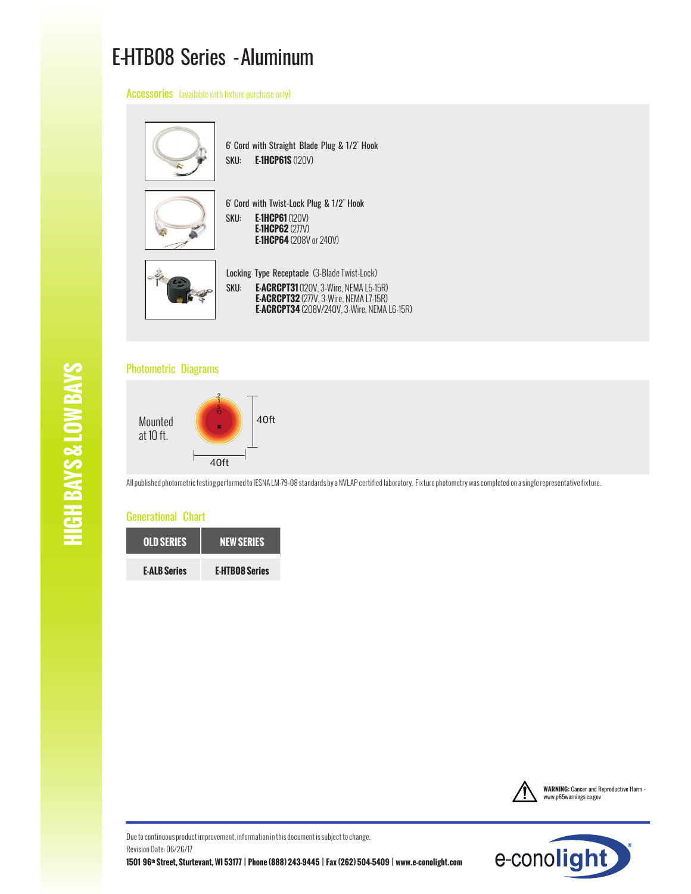# E-HTB08 Series - Aluminum

## Accessories (available with fixture purchase only)

6' Cord with Straight Blade Plug & 1/2" Hook
SKU: **E-1HCP61S** (120V)

6' Cord with Twist-Lock Plug & 1/2" Hook
SKU: **E-1HCP61** (120V)
**E-1HCP62** (277V)
**E-1HCP64** (208V or 240V)

Locking Type Receptacle (3-Blade Twist-Lock)
SKU: **E-ACRCPT31** (120V, 3-Wire, NEMA L5-15R)
**E-ACRCPT32** (277V, 3-Wire, NEMA L7-15R)
**E-ACRCPT34** (208V/240V, 3-Wire, NEMA L6-15R)

## Photometric Diagrams

Mounted at 10 ft.

.2
1
5
10

40ft

40ft

All published photometric testing performed to IESNA LM-79-08 standards by a NVLAP certified laboratory. Fixture photometry was completed on a single representative fixture.

## Generational Chart

| OLD SERIES | NEW SERIES |
|---|---|
| E-ALB Series | E-HTB08 Series |

**WARNING:** Cancer and Reproductive Harm - www.p65warnings.ca.gov

Due to continuous product improvement, information in this document is subject to change.
Revision Date: 06/26/17
**1501 96th Street, Sturtevant, WI 53177 | Phone (888) 243-9445 | Fax (262) 504-5409 | www.e-conolight.com**